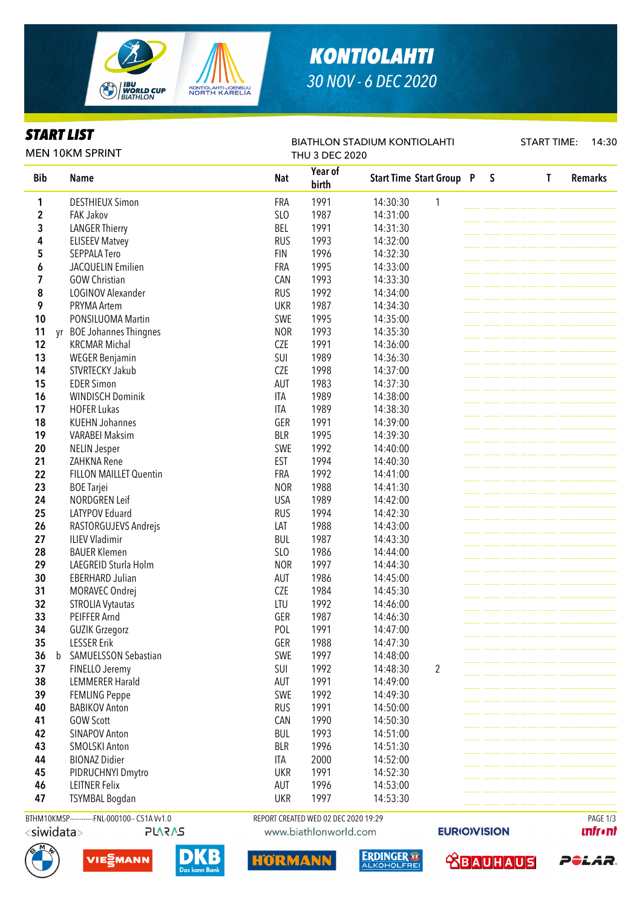# KONTIOLAHTI

*30 NOV - 6 DEC 2020*

## START LIST

MEN 10KM SPRINT

BIATHLON STADIUM KONTIOLAHTI
THU 3 DEC 2020

START TIME: 14:30

| Bib | | Name | Nat | Year of birth | Start Time | Start Group | P | S | T | Remarks |
|---|---|---|---|---|---|---|---|---|---|---|
| 1 | | DESTHIEUX Simon | FRA | 1991 | 14:30:30 | 1 | | | | |
| 2 | | FAK Jakov | SLO | 1987 | 14:31:00 | | | | | |
| 3 | | LANGER Thierry | BEL | 1991 | 14:31:30 | | | | | |
| 4 | | ELISEEV Matvey | RUS | 1993 | 14:32:00 | | | | | |
| 5 | | SEPPALA Tero | FIN | 1996 | 14:32:30 | | | | | |
| 6 | | JACQUELIN Emilien | FRA | 1995 | 14:33:00 | | | | | |
| 7 | | GOW Christian | CAN | 1993 | 14:33:30 | | | | | |
| 8 | | LOGINOV Alexander | RUS | 1992 | 14:34:00 | | | | | |
| 9 | | PRYMA Artem | UKR | 1987 | 14:34:30 | | | | | |
| 10 | | PONSILUOMA Martin | SWE | 1995 | 14:35:00 | | | | | |
| 11 | yr | BOE Johannes Thingnes | NOR | 1993 | 14:35:30 | | | | | |
| 12 | | KRCMAR Michal | CZE | 1991 | 14:36:00 | | | | | |
| 13 | | WEGER Benjamin | SUI | 1989 | 14:36:30 | | | | | |
| 14 | | STVRTECKY Jakub | CZE | 1998 | 14:37:00 | | | | | |
| 15 | | EDER Simon | AUT | 1983 | 14:37:30 | | | | | |
| 16 | | WINDISCH Dominik | ITA | 1989 | 14:38:00 | | | | | |
| 17 | | HOFER Lukas | ITA | 1989 | 14:38:30 | | | | | |
| 18 | | KUEHN Johannes | GER | 1991 | 14:39:00 | | | | | |
| 19 | | VARABEI Maksim | BLR | 1995 | 14:39:30 | | | | | |
| 20 | | NELIN Jesper | SWE | 1992 | 14:40:00 | | | | | |
| 21 | | ZAHKNA Rene | EST | 1994 | 14:40:30 | | | | | |
| 22 | | FILLON MAILLET Quentin | FRA | 1992 | 14:41:00 | | | | | |
| 23 | | BOE Tarjei | NOR | 1988 | 14:41:30 | | | | | |
| 24 | | NORDGREN Leif | USA | 1989 | 14:42:00 | | | | | |
| 25 | | LATYPOV Eduard | RUS | 1994 | 14:42:30 | | | | | |
| 26 | | RASTORGUJEVS Andrejs | LAT | 1988 | 14:43:00 | | | | | |
| 27 | | ILIEV Vladimir | BUL | 1987 | 14:43:30 | | | | | |
| 28 | | BAUER Klemen | SLO | 1986 | 14:44:00 | | | | | |
| 29 | | LAEGREID Sturla Holm | NOR | 1997 | 14:44:30 | | | | | |
| 30 | | EBERHARD Julian | AUT | 1986 | 14:45:00 | | | | | |
| 31 | | MORAVEC Ondrej | CZE | 1984 | 14:45:30 | | | | | |
| 32 | | STROLIA Vytautas | LTU | 1992 | 14:46:00 | | | | | |
| 33 | | PEIFFER Arnd | GER | 1987 | 14:46:30 | | | | | |
| 34 | | GUZIK Grzegorz | POL | 1991 | 14:47:00 | | | | | |
| 35 | | LESSER Erik | GER | 1988 | 14:47:30 | | | | | |
| 36 | b | SAMUELSSON Sebastian | SWE | 1997 | 14:48:00 | | | | | |
| 37 | | FINELLO Jeremy | SUI | 1992 | 14:48:30 | 2 | | | | |
| 38 | | LEMMERER Harald | AUT | 1991 | 14:49:00 | | | | | |
| 39 | | FEMLING Peppe | SWE | 1992 | 14:49:30 | | | | | |
| 40 | | BABIKOV Anton | RUS | 1991 | 14:50:00 | | | | | |
| 41 | | GOW Scott | CAN | 1990 | 14:50:30 | | | | | |
| 42 | | SINAPOV Anton | BUL | 1993 | 14:51:00 | | | | | |
| 43 | | SMOLSKI Anton | BLR | 1996 | 14:51:30 | | | | | |
| 44 | | BIONAZ Didier | ITA | 2000 | 14:52:00 | | | | | |
| 45 | | PIDRUCHNYI Dmytro | UKR | 1991 | 14:52:30 | | | | | |
| 46 | | LEITNER Felix | AUT | 1996 | 14:53:00 | | | | | |
| 47 | | TSYMBAL Bogdan | UKR | 1997 | 14:53:30 | | | | | |

BTHM10KMSP-----------FNL-000100-- C51A Vv1.0
REPORT CREATED WED 02 DEC 2020 19:29
www.biathlonworld.com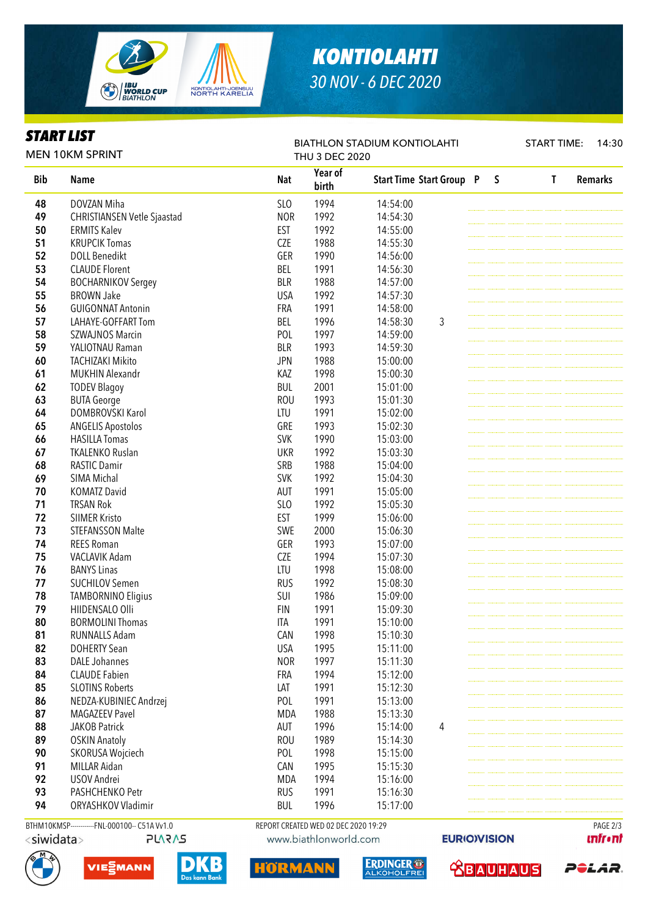# KONTIOLAHTI

*30 NOV - 6 DEC 2020*

## START LIST

MEN 10KM SPRINT

BIATHLON STADIUM KONTIOLAHTI

THU 3 DEC 2020

START TIME: 14:30

| Bib | Name | Nat | Year of birth | Start Time | Start Group | P | S | T | Remarks |
|---|---|---|---|---|---|---|---|---|---|
| 48 | DOVZAN Miha | SLO | 1994 | 14:54:00 | | | | | |
| 49 | CHRISTIANSEN Vetle Sjaastad | NOR | 1992 | 14:54:30 | | | | | |
| 50 | ERMITS Kalev | EST | 1992 | 14:55:00 | | | | | |
| 51 | KRUPCIK Tomas | CZE | 1988 | 14:55:30 | | | | | |
| 52 | DOLL Benedikt | GER | 1990 | 14:56:00 | | | | | |
| 53 | CLAUDE Florent | BEL | 1991 | 14:56:30 | | | | | |
| 54 | BOCHARNIKOV Sergey | BLR | 1988 | 14:57:00 | | | | | |
| 55 | BROWN Jake | USA | 1992 | 14:57:30 | | | | | |
| 56 | GUIGONNAT Antonin | FRA | 1991 | 14:58:00 | | | | | |
| 57 | LAHAYE-GOFFART Tom | BEL | 1996 | 14:58:30 | 3 | | | | |
| 58 | SZWAJNOS Marcin | POL | 1997 | 14:59:00 | | | | | |
| 59 | YALIOTNAU Raman | BLR | 1993 | 14:59:30 | | | | | |
| 60 | TACHIZAKI Mikito | JPN | 1988 | 15:00:00 | | | | | |
| 61 | MUKHIN Alexandr | KAZ | 1998 | 15:00:30 | | | | | |
| 62 | TODEV Blagoy | BUL | 2001 | 15:01:00 | | | | | |
| 63 | BUTA George | ROU | 1993 | 15:01:30 | | | | | |
| 64 | DOMBROVSKI Karol | LTU | 1991 | 15:02:00 | | | | | |
| 65 | ANGELIS Apostolos | GRE | 1993 | 15:02:30 | | | | | |
| 66 | HASILLA Tomas | SVK | 1990 | 15:03:00 | | | | | |
| 67 | TKALENKO Ruslan | UKR | 1992 | 15:03:30 | | | | | |
| 68 | RASTIC Damir | SRB | 1988 | 15:04:00 | | | | | |
| 69 | SIMA Michal | SVK | 1992 | 15:04:30 | | | | | |
| 70 | KOMATZ David | AUT | 1991 | 15:05:00 | | | | | |
| 71 | TRSAN Rok | SLO | 1992 | 15:05:30 | | | | | |
| 72 | SIIMER Kristo | EST | 1999 | 15:06:00 | | | | | |
| 73 | STEFANSSON Malte | SWE | 2000 | 15:06:30 | | | | | |
| 74 | REES Roman | GER | 1993 | 15:07:00 | | | | | |
| 75 | VACLAVIK Adam | CZE | 1994 | 15:07:30 | | | | | |
| 76 | BANYS Linas | LTU | 1998 | 15:08:00 | | | | | |
| 77 | SUCHILOV Semen | RUS | 1992 | 15:08:30 | | | | | |
| 78 | TAMBORNINO Eligius | SUI | 1986 | 15:09:00 | | | | | |
| 79 | HIIDENSALO Olli | FIN | 1991 | 15:09:30 | | | | | |
| 80 | BORMOLINI Thomas | ITA | 1991 | 15:10:00 | | | | | |
| 81 | RUNNALLS Adam | CAN | 1998 | 15:10:30 | | | | | |
| 82 | DOHERTY Sean | USA | 1995 | 15:11:00 | | | | | |
| 83 | DALE Johannes | NOR | 1997 | 15:11:30 | | | | | |
| 84 | CLAUDE Fabien | FRA | 1994 | 15:12:00 | | | | | |
| 85 | SLOTINS Roberts | LAT | 1991 | 15:12:30 | | | | | |
| 86 | NEDZA-KUBINIEC Andrzej | POL | 1991 | 15:13:00 | | | | | |
| 87 | MAGAZEEV Pavel | MDA | 1988 | 15:13:30 | | | | | |
| 88 | JAKOB Patrick | AUT | 1996 | 15:14:00 | 4 | | | | |
| 89 | OSKIN Anatoly | ROU | 1989 | 15:14:30 | | | | | |
| 90 | SKORUSA Wojciech | POL | 1998 | 15:15:00 | | | | | |
| 91 | MILLAR Aidan | CAN | 1995 | 15:15:30 | | | | | |
| 92 | USOV Andrei | MDA | 1994 | 15:16:00 | | | | | |
| 93 | PASHCHENKO Petr | RUS | 1991 | 15:16:30 | | | | | |
| 94 | ORYASHKOV Vladimir | BUL | 1996 | 15:17:00 | | | | | |

BTHM10KMSP-----------FNL-000100-- C51A Vv1.0 REPORT CREATED WED 02 DEC 2020 19:29

www.biathlonworld.com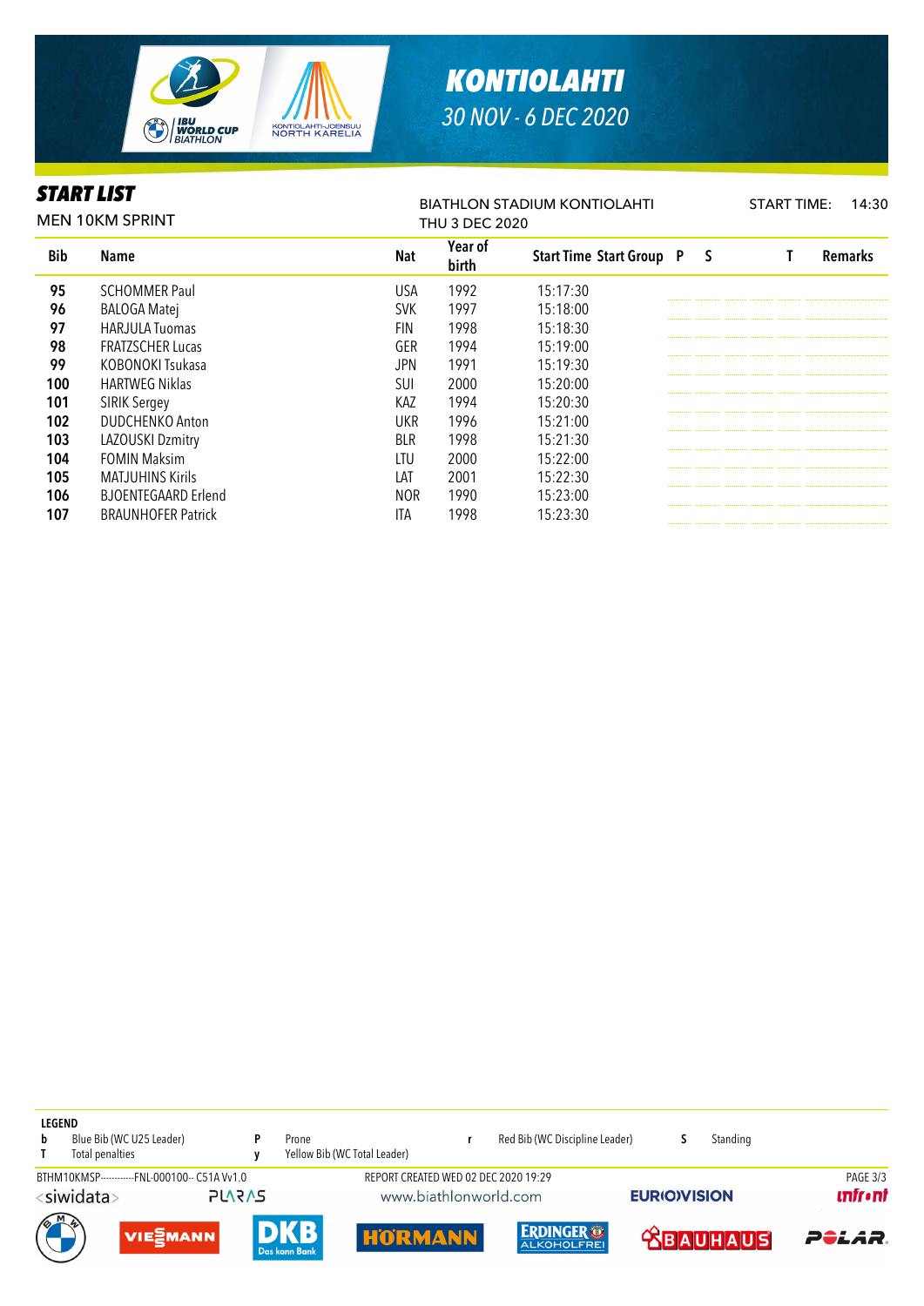# KONTIOLAHTI

*30 NOV - 6 DEC 2020*

## START LIST

MEN 10KM SPRINT

BIATHLON STADIUM KONTIOLAHTI
THU 3 DEC 2020

START TIME: 14:30

| Bib | Name | Nat | Year of birth | Start Time | Start Group | P | S | T | Remarks |
|---|---|---|---|---|---|---|---|---|---|
| 95 | SCHOMMER Paul | USA | 1992 | 15:17:30 | | | | | |
| 96 | BALOGA Matej | SVK | 1997 | 15:18:00 | | | | | |
| 97 | HARJULA Tuomas | FIN | 1998 | 15:18:30 | | | | | |
| 98 | FRATZSCHER Lucas | GER | 1994 | 15:19:00 | | | | | |
| 99 | KOBONOKI Tsukasa | JPN | 1991 | 15:19:30 | | | | | |
| 100 | HARTWEG Niklas | SUI | 2000 | 15:20:00 | | | | | |
| 101 | SIRIK Sergey | KAZ | 1994 | 15:20:30 | | | | | |
| 102 | DUDCHENKO Anton | UKR | 1996 | 15:21:00 | | | | | |
| 103 | LAZOUSKI Dzmitry | BLR | 1998 | 15:21:30 | | | | | |
| 104 | FOMIN Maksim | LTU | 2000 | 15:22:00 | | | | | |
| 105 | MATJUHINS Kirils | LAT | 2001 | 15:22:30 | | | | | |
| 106 | BJOENTEGAARD Erlend | NOR | 1990 | 15:23:00 | | | | | |
| 107 | BRAUNHOFER Patrick | ITA | 1998 | 15:23:30 | | | | | |

**LEGEND**

| | | | | | | | |
|---|---|---|---|---|---|---|---|
| b | Blue Bib (WC U25 Leader) | P | Prone | r | Red Bib (WC Discipline Leader) | S | Standing |
| T | Total penalties | y | Yellow Bib (WC Total Leader) | | | | |

BTHM10KMSP-----------FNL-000100-- C51A Vv1.0

REPORT CREATED WED 02 DEC 2020 19:29

www.biathlonworld.com